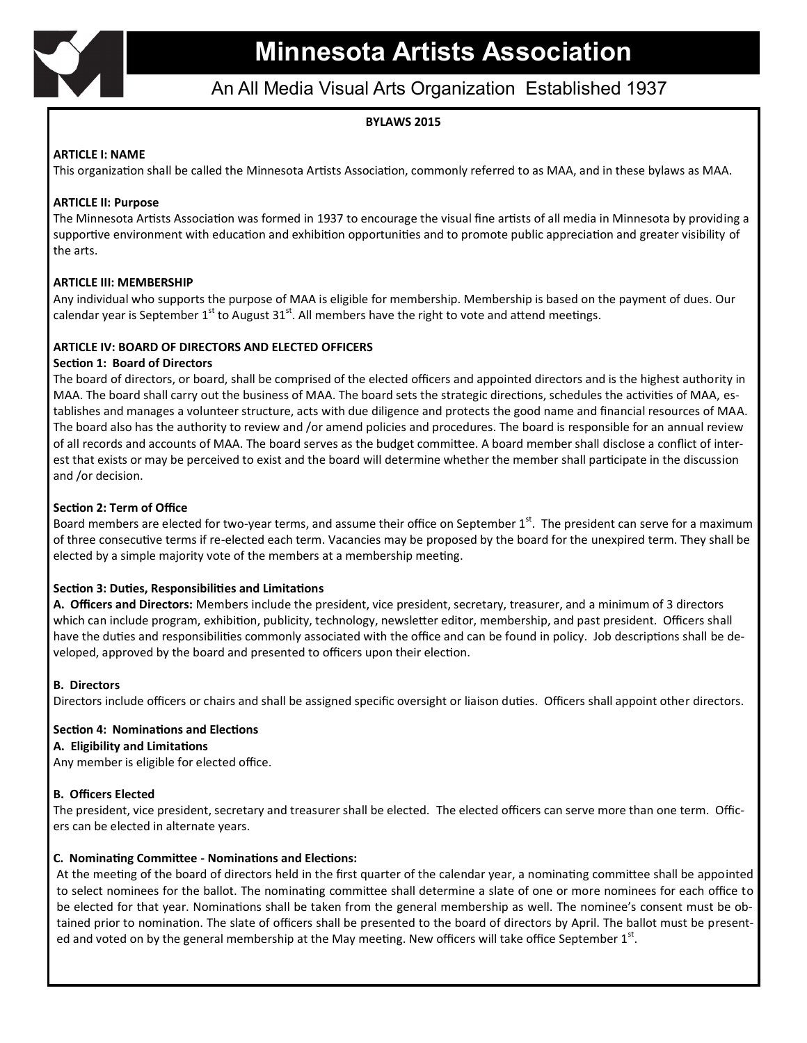# Minnesota Artists Association

An All Media Visual Arts Organization Established 1937

**BYLAWS 2015**

**ARTICLE I: NAME**

This organization shall be called the Minnesota Artists Association, commonly referred to as MAA, and in these bylaws as MAA.

**ARTICLE II: Purpose**

The Minnesota Artists Association was formed in 1937 to encourage the visual fine artists of all media in Minnesota by providing a supportive environment with education and exhibition opportunities and to promote public appreciation and greater visibility of the arts.

**ARTICLE III: MEMBERSHIP**

Any individual who supports the purpose of MAA is eligible for membership. Membership is based on the payment of dues. Our calendar year is September 1st to August 31st. All members have the right to vote and attend meetings.

**ARTICLE IV: BOARD OF DIRECTORS AND ELECTED OFFICERS**

**Section 1: Board of Directors**

The board of directors, or board, shall be comprised of the elected officers and appointed directors and is the highest authority in MAA. The board shall carry out the business of MAA. The board sets the strategic directions, schedules the activities of MAA, establishes and manages a volunteer structure, acts with due diligence and protects the good name and financial resources of MAA. The board also has the authority to review and /or amend policies and procedures. The board is responsible for an annual review of all records and accounts of MAA. The board serves as the budget committee. A board member shall disclose a conflict of interest that exists or may be perceived to exist and the board will determine whether the member shall participate in the discussion and /or decision.

**Section 2: Term of Office**

Board members are elected for two-year terms, and assume their office on September 1st. The president can serve for a maximum of three consecutive terms if re-elected each term. Vacancies may be proposed by the board for the unexpired term. They shall be elected by a simple majority vote of the members at a membership meeting.

**Section 3: Duties, Responsibilities and Limitations**

**A. Officers and Directors:** Members include the president, vice president, secretary, treasurer, and a minimum of 3 directors which can include program, exhibition, publicity, technology, newsletter editor, membership, and past president. Officers shall have the duties and responsibilities commonly associated with the office and can be found in policy. Job descriptions shall be developed, approved by the board and presented to officers upon their election.

**B. Directors**

Directors include officers or chairs and shall be assigned specific oversight or liaison duties. Officers shall appoint other directors.

**Section 4: Nominations and Elections**

**A. Eligibility and Limitations**

Any member is eligible for elected office.

**B. Officers Elected**

The president, vice president, secretary and treasurer shall be elected. The elected officers can serve more than one term. Officers can be elected in alternate years.

**C. Nominating Committee - Nominations and Elections:**

At the meeting of the board of directors held in the first quarter of the calendar year, a nominating committee shall be appointed to select nominees for the ballot. The nominating committee shall determine a slate of one or more nominees for each office to be elected for that year. Nominations shall be taken from the general membership as well. The nominee's consent must be obtained prior to nomination. The slate of officers shall be presented to the board of directors by April. The ballot must be presented and voted on by the general membership at the May meeting. New officers will take office September 1st.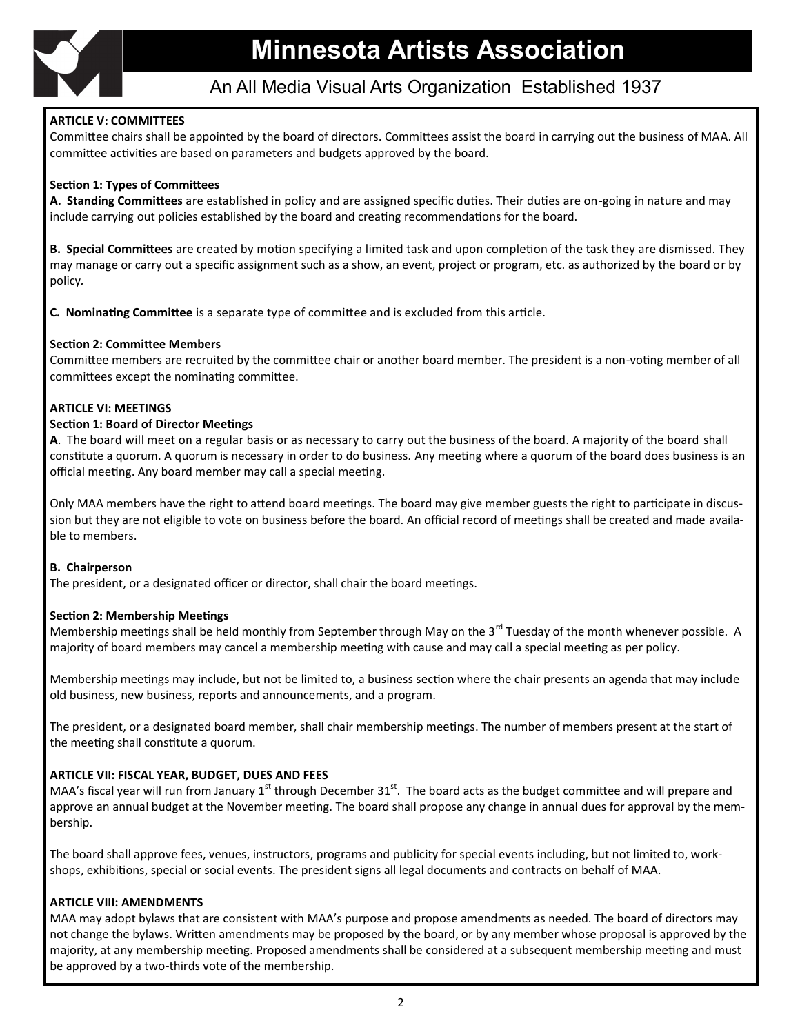# Minnesota Artists Association

An All Media Visual Arts Organization Established 1937

**ARTICLE V: COMMITTEES**

Committee chairs shall be appointed by the board of directors. Committees assist the board in carrying out the business of MAA. All committee activities are based on parameters and budgets approved by the board.

**Section 1: Types of Committees**

**A. Standing Committees** are established in policy and are assigned specific duties. Their duties are on-going in nature and may include carrying out policies established by the board and creating recommendations for the board.

**B. Special Committees** are created by motion specifying a limited task and upon completion of the task they are dismissed. They may manage or carry out a specific assignment such as a show, an event, project or program, etc. as authorized by the board or by policy.

**C. Nominating Committee** is a separate type of committee and is excluded from this article.

**Section 2: Committee Members**

Committee members are recruited by the committee chair or another board member. The president is a non-voting member of all committees except the nominating committee.

**ARTICLE VI: MEETINGS**

**Section 1: Board of Director Meetings**

**A**. The board will meet on a regular basis or as necessary to carry out the business of the board. A majority of the board shall constitute a quorum. A quorum is necessary in order to do business. Any meeting where a quorum of the board does business is an official meeting. Any board member may call a special meeting.

Only MAA members have the right to attend board meetings. The board may give member guests the right to participate in discussion but they are not eligible to vote on business before the board. An official record of meetings shall be created and made available to members.

**B. Chairperson**

The president, or a designated officer or director, shall chair the board meetings.

**Section 2: Membership Meetings**

Membership meetings shall be held monthly from September through May on the 3rd Tuesday of the month whenever possible. A majority of board members may cancel a membership meeting with cause and may call a special meeting as per policy.

Membership meetings may include, but not be limited to, a business section where the chair presents an agenda that may include old business, new business, reports and announcements, and a program.

The president, or a designated board member, shall chair membership meetings. The number of members present at the start of the meeting shall constitute a quorum.

**ARTICLE VII: FISCAL YEAR, BUDGET, DUES AND FEES**

MAA's fiscal year will run from January 1st through December 31st. The board acts as the budget committee and will prepare and approve an annual budget at the November meeting. The board shall propose any change in annual dues for approval by the membership.

The board shall approve fees, venues, instructors, programs and publicity for special events including, but not limited to, workshops, exhibitions, special or social events. The president signs all legal documents and contracts on behalf of MAA.

**ARTICLE VIII: AMENDMENTS**

MAA may adopt bylaws that are consistent with MAA's purpose and propose amendments as needed. The board of directors may not change the bylaws. Written amendments may be proposed by the board, or by any member whose proposal is approved by the majority, at any membership meeting. Proposed amendments shall be considered at a subsequent membership meeting and must be approved by a two-thirds vote of the membership.